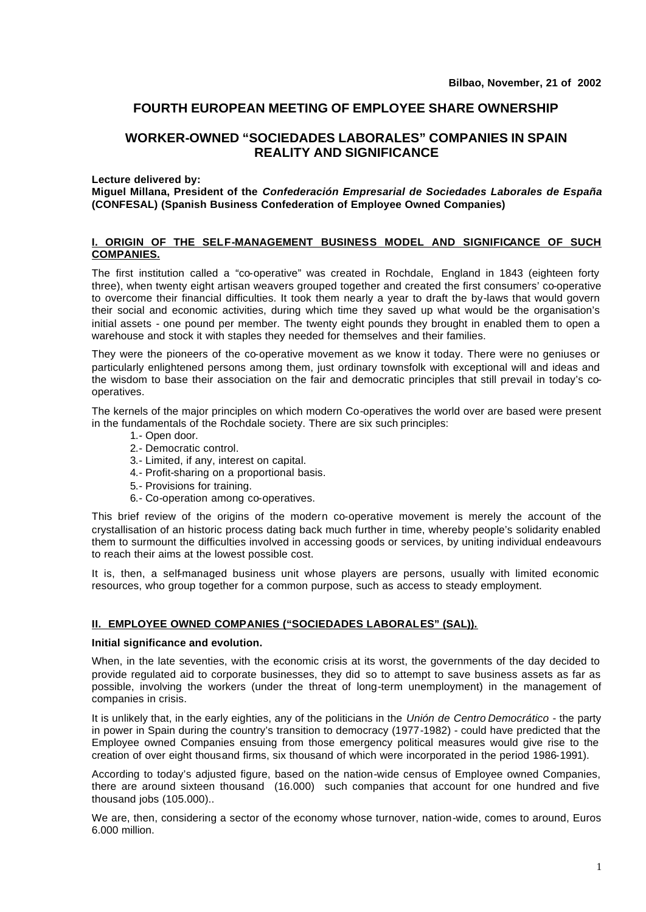**Bilbao, November, 21 of 2002**

# FOURTH EUROPEAN MEETING OF EMPLOYEE SHARE OWNERSHIP

## WORKER-OWNED "SOCIEDADES LABORALES" COMPANIES IN SPAIN REALITY AND SIGNIFICANCE

**Lecture delivered by:**
**Miguel Millana, President of the *Confederación Empresarial de Sociedades Laborales de España* (CONFESAL) (Spanish Business Confederation of Employee Owned Companies)**

### I. ORIGIN OF THE SELF-MANAGEMENT BUSINESS MODEL AND SIGNIFICANCE OF SUCH COMPANIES.

The first institution called a "co-operative" was created in Rochdale, England in 1843 (eighteen forty three), when twenty eight artisan weavers grouped together and created the first consumers' co-operative to overcome their financial difficulties. It took them nearly a year to draft the by-laws that would govern their social and economic activities, during which time they saved up what would be the organisation's initial assets - one pound per member. The twenty eight pounds they brought in enabled them to open a warehouse and stock it with staples they needed for themselves and their families.

They were the pioneers of the co-operative movement as we know it today. There were no geniuses or particularly enlightened persons among them, just ordinary townsfolk with exceptional will and ideas and the wisdom to base their association on the fair and democratic principles that still prevail in today's co-operatives.

The kernels of the major principles on which modern Co-operatives the world over are based were present in the fundamentals of the Rochdale society. There are six such principles:

1.- Open door.
2.- Democratic control.
3.- Limited, if any, interest on capital.
4.- Profit-sharing on a proportional basis.
5.- Provisions for training.
6.- Co-operation among co-operatives.

This brief review of the origins of the modern co-operative movement is merely the account of the crystallisation of an historic process dating back much further in time, whereby people's solidarity enabled them to surmount the difficulties involved in accessing goods or services, by uniting individual endeavours to reach their aims at the lowest possible cost.

It is, then, a self-managed business unit whose players are persons, usually with limited economic resources, who group together for a common purpose, such as access to steady employment.

### II. EMPLOYEE OWNED COMPANIES ("SOCIEDADES LABORALES" (SAL)).

**Initial significance and evolution.**

When, in the late seventies, with the economic crisis at its worst, the governments of the day decided to provide regulated aid to corporate businesses, they did so to attempt to save business assets as far as possible, involving the workers (under the threat of long-term unemployment) in the management of companies in crisis.

It is unlikely that, in the early eighties, any of the politicians in the *Unión de Centro Democrático* - the party in power in Spain during the country's transition to democracy (1977-1982) - could have predicted that the Employee owned Companies ensuing from those emergency political measures would give rise to the creation of over eight thousand firms, six thousand of which were incorporated in the period 1986-1991).

According to today's adjusted figure, based on the nation-wide census of Employee owned Companies, there are around sixteen thousand (16.000) such companies that account for one hundred and five thousand jobs (105.000)..

We are, then, considering a sector of the economy whose turnover, nation-wide, comes to around, Euros 6.000 million.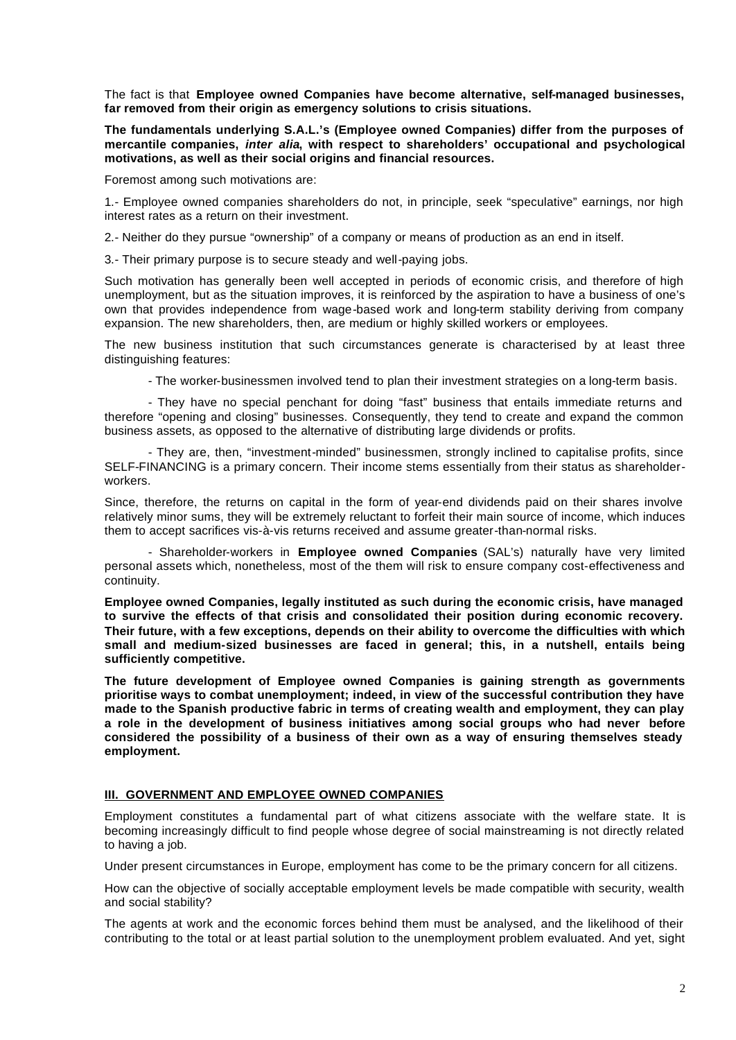The fact is that **Employee owned Companies have become alternative, self-managed businesses, far removed from their origin as emergency solutions to crisis situations.**

**The fundamentals underlying S.A.L.'s (Employee owned Companies) differ from the purposes of mercantile companies, *inter alia*, with respect to shareholders' occupational and psychological motivations, as well as their social origins and financial resources.**

Foremost among such motivations are:

1.- Employee owned companies shareholders do not, in principle, seek "speculative" earnings, nor high interest rates as a return on their investment.

2.- Neither do they pursue "ownership" of a company or means of production as an end in itself.

3.- Their primary purpose is to secure steady and well-paying jobs.

Such motivation has generally been well accepted in periods of economic crisis, and therefore of high unemployment, but as the situation improves, it is reinforced by the aspiration to have a business of one's own that provides independence from wage-based work and long-term stability deriving from company expansion. The new shareholders, then, are medium or highly skilled workers or employees.

The new business institution that such circumstances generate is characterised by at least three distinguishing features:

- The worker-businessmen involved tend to plan their investment strategies on a long-term basis.

- They have no special penchant for doing "fast" business that entails immediate returns and therefore "opening and closing" businesses. Consequently, they tend to create and expand the common business assets, as opposed to the alternative of distributing large dividends or profits.

- They are, then, "investment-minded" businessmen, strongly inclined to capitalise profits, since SELF-FINANCING is a primary concern. Their income stems essentially from their status as shareholder-workers.

Since, therefore, the returns on capital in the form of year-end dividends paid on their shares involve relatively minor sums, they will be extremely reluctant to forfeit their main source of income, which induces them to accept sacrifices vis-à-vis returns received and assume greater-than-normal risks.

- Shareholder-workers in **Employee owned Companies** (SAL's) naturally have very limited personal assets which, nonetheless, most of the them will risk to ensure company cost-effectiveness and continuity.

**Employee owned Companies, legally instituted as such during the economic crisis, have managed to survive the effects of that crisis and consolidated their position during economic recovery. Their future, with a few exceptions, depends on their ability to overcome the difficulties with which small and medium-sized businesses are faced in general; this, in a nutshell, entails being sufficiently competitive.**

**The future development of Employee owned Companies is gaining strength as governments prioritise ways to combat unemployment; indeed, in view of the successful contribution they have made to the Spanish productive fabric in terms of creating wealth and employment, they can play a role in the development of business initiatives among social groups who had never before considered the possibility of a business of their own as a way of ensuring themselves steady employment.**

## III. GOVERNMENT AND EMPLOYEE OWNED COMPANIES

Employment constitutes a fundamental part of what citizens associate with the welfare state. It is becoming increasingly difficult to find people whose degree of social mainstreaming is not directly related to having a job.

Under present circumstances in Europe, employment has come to be the primary concern for all citizens.

How can the objective of socially acceptable employment levels be made compatible with security, wealth and social stability?

The agents at work and the economic forces behind them must be analysed, and the likelihood of their contributing to the total or at least partial solution to the unemployment problem evaluated. And yet, sight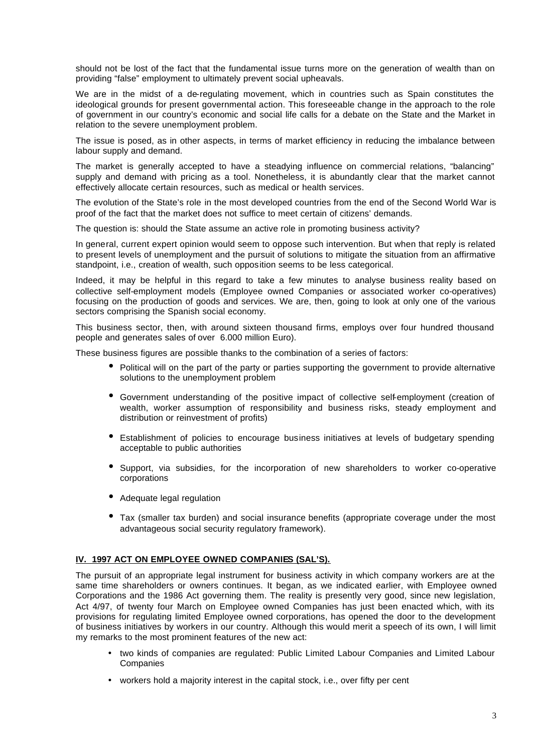should not be lost of the fact that the fundamental issue turns more on the generation of wealth than on providing "false" employment to ultimately prevent social upheavals.

We are in the midst of a de-regulating movement, which in countries such as Spain constitutes the ideological grounds for present governmental action. This foreseeable change in the approach to the role of government in our country's economic and social life calls for a debate on the State and the Market in relation to the severe unemployment problem.

The issue is posed, as in other aspects, in terms of market efficiency in reducing the imbalance between labour supply and demand.

The market is generally accepted to have a steadying influence on commercial relations, "balancing" supply and demand with pricing as a tool. Nonetheless, it is abundantly clear that the market cannot effectively allocate certain resources, such as medical or health services.

The evolution of the State's role in the most developed countries from the end of the Second World War is proof of the fact that the market does not suffice to meet certain of citizens' demands.

The question is: should the State assume an active role in promoting business activity?

In general, current expert opinion would seem to oppose such intervention. But when that reply is related to present levels of unemployment and the pursuit of solutions to mitigate the situation from an affirmative standpoint, i.e., creation of wealth, such opposition seems to be less categorical.

Indeed, it may be helpful in this regard to take a few minutes to analyse business reality based on collective self-employment models (Employee owned Companies or associated worker co-operatives) focusing on the production of goods and services. We are, then, going to look at only one of the various sectors comprising the Spanish social economy.

This business sector, then, with around sixteen thousand firms, employs over four hundred thousand people and generates sales of over 6.000 million Euro).

These business figures are possible thanks to the combination of a series of factors:

- Political will on the part of the party or parties supporting the government to provide alternative solutions to the unemployment problem
- Government understanding of the positive impact of collective self-employment (creation of wealth, worker assumption of responsibility and business risks, steady employment and distribution or reinvestment of profits)
- Establishment of policies to encourage business initiatives at levels of budgetary spending acceptable to public authorities
- Support, via subsidies, for the incorporation of new shareholders to worker co-operative corporations
- Adequate legal regulation
- Tax (smaller tax burden) and social insurance benefits (appropriate coverage under the most advantageous social security regulatory framework).

## IV. 1997 ACT ON EMPLOYEE OWNED COMPANIES (SAL'S).

The pursuit of an appropriate legal instrument for business activity in which company workers are at the same time shareholders or owners continues. It began, as we indicated earlier, with Employee owned Corporations and the 1986 Act governing them. The reality is presently very good, since new legislation, Act 4/97, of twenty four March on Employee owned Companies has just been enacted which, with its provisions for regulating limited Employee owned corporations, has opened the door to the development of business initiatives by workers in our country. Although this would merit a speech of its own, I will limit my remarks to the most prominent features of the new act:

- two kinds of companies are regulated: Public Limited Labour Companies and Limited Labour Companies
- workers hold a majority interest in the capital stock, i.e., over fifty per cent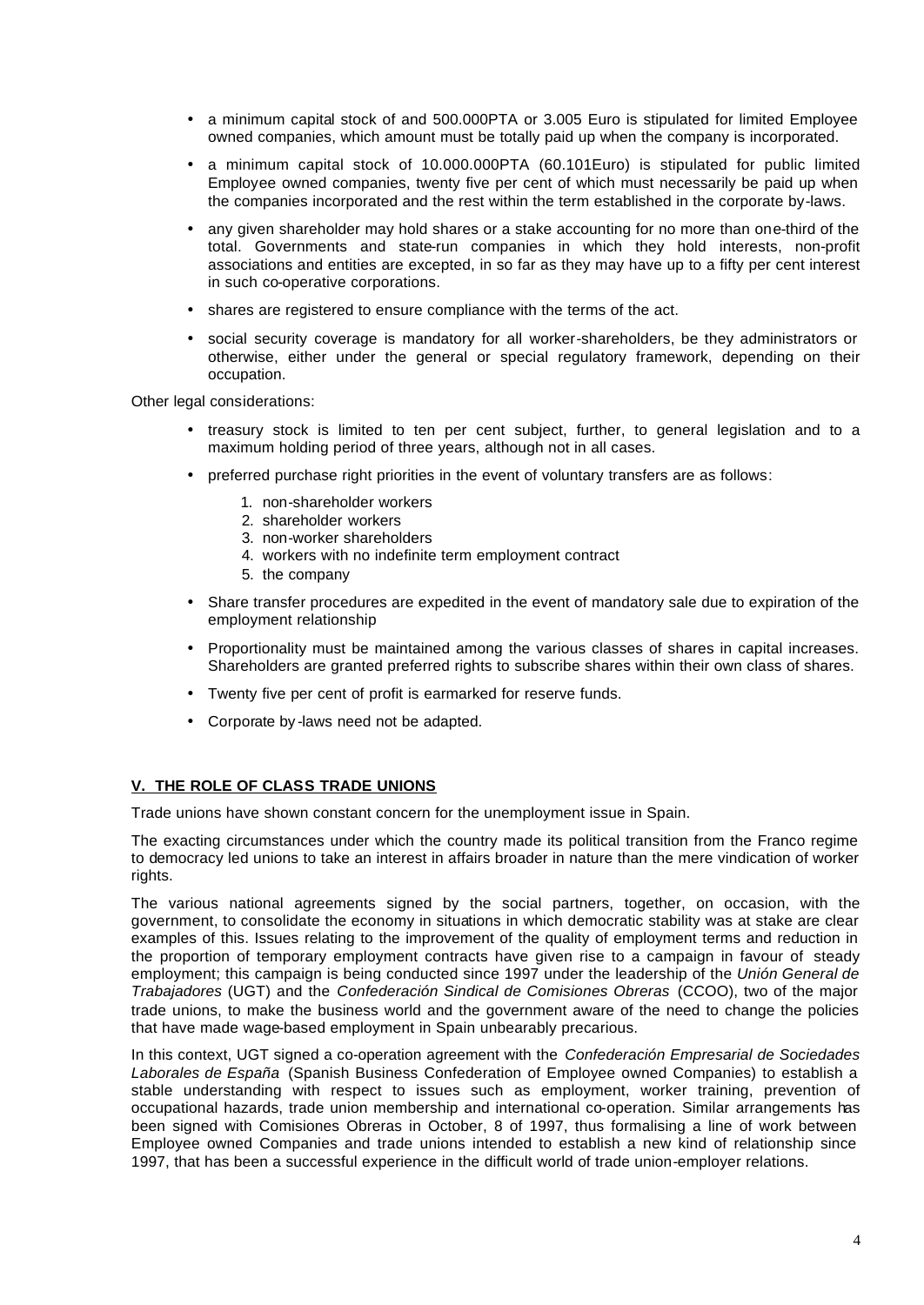- a minimum capital stock of and 500.000PTA or 3.005 Euro is stipulated for limited Employee owned companies, which amount must be totally paid up when the company is incorporated.
- a minimum capital stock of 10.000.000PTA (60.101Euro) is stipulated for public limited Employee owned companies, twenty five per cent of which must necessarily be paid up when the companies incorporated and the rest within the term established in the corporate by-laws.
- any given shareholder may hold shares or a stake accounting for no more than one-third of the total. Governments and state-run companies in which they hold interests, non-profit associations and entities are excepted, in so far as they may have up to a fifty per cent interest in such co-operative corporations.
- shares are registered to ensure compliance with the terms of the act.
- social security coverage is mandatory for all worker-shareholders, be they administrators or otherwise, either under the general or special regulatory framework, depending on their occupation.

Other legal considerations:

- treasury stock is limited to ten per cent subject, further, to general legislation and to a maximum holding period of three years, although not in all cases.
- preferred purchase right priorities in the event of voluntary transfers are as follows:
  1. non-shareholder workers
  2. shareholder workers
  3. non-worker shareholders
  4. workers with no indefinite term employment contract
  5. the company
- Share transfer procedures are expedited in the event of mandatory sale due to expiration of the employment relationship
- Proportionality must be maintained among the various classes of shares in capital increases. Shareholders are granted preferred rights to subscribe shares within their own class of shares.
- Twenty five per cent of profit is earmarked for reserve funds.
- Corporate by-laws need not be adapted.

## V. THE ROLE OF CLASS TRADE UNIONS

Trade unions have shown constant concern for the unemployment issue in Spain.

The exacting circumstances under which the country made its political transition from the Franco regime to democracy led unions to take an interest in affairs broader in nature than the mere vindication of worker rights.

The various national agreements signed by the social partners, together, on occasion, with the government, to consolidate the economy in situations in which democratic stability was at stake are clear examples of this. Issues relating to the improvement of the quality of employment terms and reduction in the proportion of temporary employment contracts have given rise to a campaign in favour of steady employment; this campaign is being conducted since 1997 under the leadership of the *Unión General de Trabajadores* (UGT) and the *Confederación Sindical de Comisiones Obreras* (CCOO), two of the major trade unions, to make the business world and the government aware of the need to change the policies that have made wage-based employment in Spain unbearably precarious.

In this context, UGT signed a co-operation agreement with the *Confederación Empresarial de Sociedades Laborales de España* (Spanish Business Confederation of Employee owned Companies) to establish a stable understanding with respect to issues such as employment, worker training, prevention of occupational hazards, trade union membership and international co-operation. Similar arrangements has been signed with Comisiones Obreras in October, 8 of 1997, thus formalising a line of work between Employee owned Companies and trade unions intended to establish a new kind of relationship since 1997, that has been a successful experience in the difficult world of trade union-employer relations.